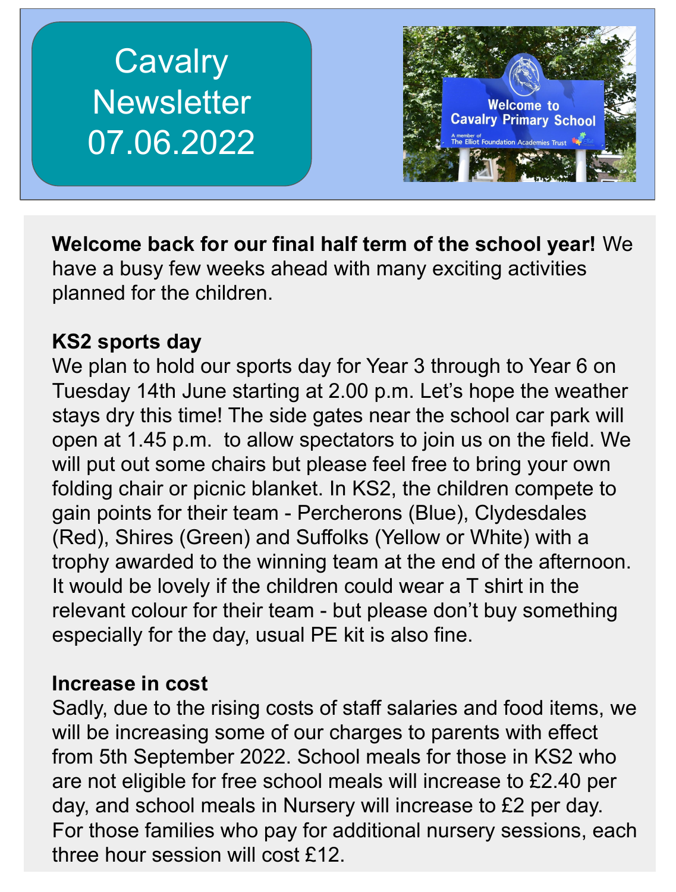# Cavalry Newsletter 07.06.2022

**Welcome back for our final half term of the school year!** We have a busy few weeks ahead with many exciting activities planned for the children.

## KS2 sports day

We plan to hold our sports day for Year 3 through to Year 6 on Tuesday 14th June starting at 2.00 p.m. Let's hope the weather stays dry this time! The side gates near the school car park will open at 1.45 p.m. to allow spectators to join us on the field. We will put out some chairs but please feel free to bring your own folding chair or picnic blanket. In KS2, the children compete to gain points for their team - Percherons (Blue), Clydesdales (Red), Shires (Green) and Suffolks (Yellow or White) with a trophy awarded to the winning team at the end of the afternoon. It would be lovely if the children could wear a T shirt in the relevant colour for their team - but please don't buy something especially for the day, usual PE kit is also fine.

## Increase in cost

Sadly, due to the rising costs of staff salaries and food items, we will be increasing some of our charges to parents with effect from 5th September 2022. School meals for those in KS2 who are not eligible for free school meals will increase to £2.40 per day, and school meals in Nursery will increase to £2 per day. For those families who pay for additional nursery sessions, each three hour session will cost £12.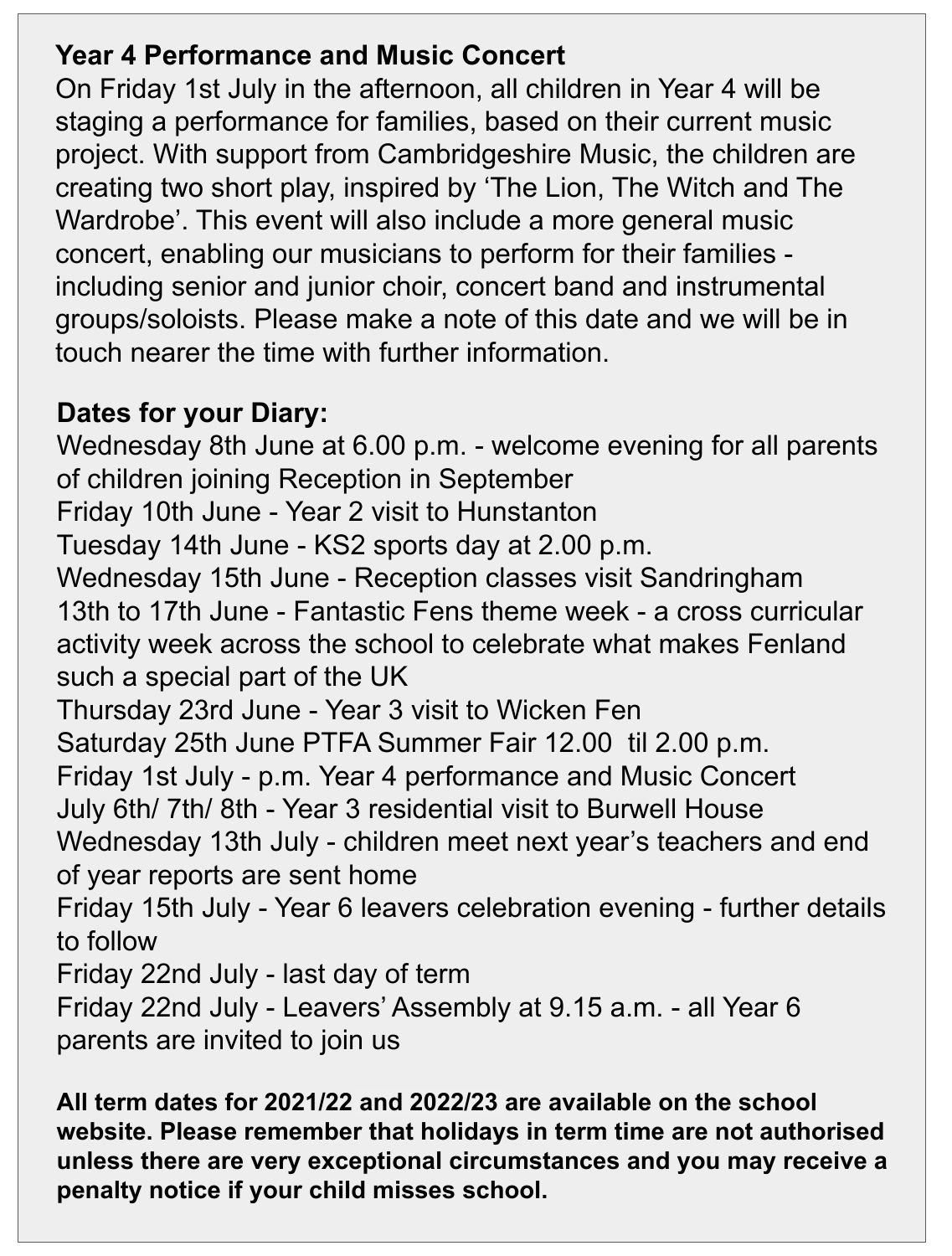**Year 4 Performance and Music Concert**

On Friday 1st July in the afternoon, all children in Year 4 will be staging a performance for families, based on their current music project. With support from Cambridgeshire Music, the children are creating two short play, inspired by 'The Lion, The Witch and The Wardrobe'. This event will also include a more general music concert, enabling our musicians to perform for their families - including senior and junior choir, concert band and instrumental groups/soloists. Please make a note of this date and we will be in touch nearer the time with further information.

**Dates for your Diary:**

Wednesday 8th June at 6.00 p.m. - welcome evening for all parents of children joining Reception in September
Friday 10th June - Year 2 visit to Hunstanton
Tuesday 14th June - KS2 sports day at 2.00 p.m.
Wednesday 15th June - Reception classes visit Sandringham
13th to 17th June - Fantastic Fens theme week - a cross curricular activity week across the school to celebrate what makes Fenland such a special part of the UK
Thursday 23rd June - Year 3 visit to Wicken Fen
Saturday 25th June PTFA Summer Fair 12.00 til 2.00 p.m.
Friday 1st July - p.m. Year 4 performance and Music Concert
July 6th/ 7th/ 8th - Year 3 residential visit to Burwell House
Wednesday 13th July - children meet next year's teachers and end of year reports are sent home
Friday 15th July - Year 6 leavers celebration evening - further details to follow
Friday 22nd July - last day of term
Friday 22nd July - Leavers' Assembly at 9.15 a.m. - all Year 6 parents are invited to join us

**All term dates for 2021/22 and 2022/23 are available on the school website. Please remember that holidays in term time are not authorised unless there are very exceptional circumstances and you may receive a penalty notice if your child misses school.**